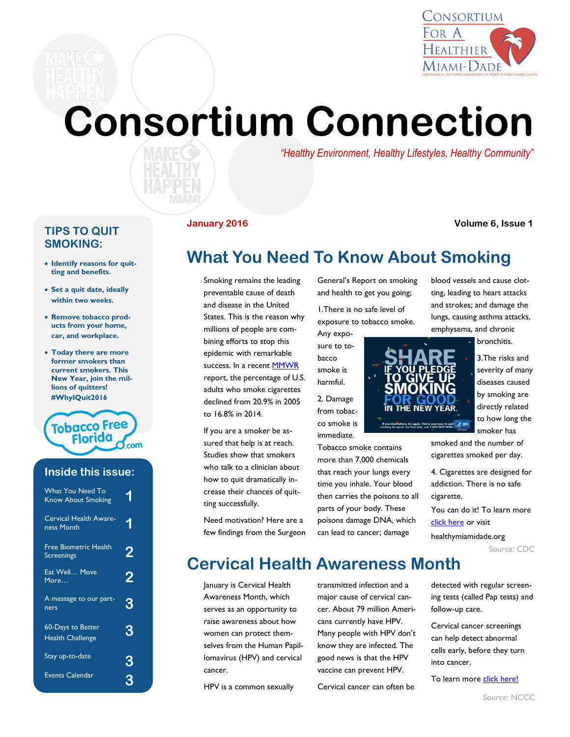Consortium For A Healthier Miami-Dade

Sponsored by the Florida Department of Health in Miami-Dade County

# Consortium Connection

*"Healthy Environment, Healthy Lifestyles, Healthy Community"*

**January 2016** **Volume 6, Issue 1**

## TIPS TO QUIT SMOKING:

- **Identify reasons for quitting and benefits.**
- **Set a quit date, ideally within two weeks.**
- **Remove tobacco products from your home, car, and workplace.**
- **Today there are more former smokers than current smokers. This New Year, join the millions of quitters! #WhyIQuit2016**

Tobacco Free Florida.com

### Inside this issue:

| | |
|---|---|
| What You Need To Know About Smoking | 1 |
| Cervical Health Awareness Month | 1 |
| Free Biometric Health Screenings | 2 |
| Eat Well… Move More… | 2 |
| A message to our partners | 3 |
| 60-Days to Better Health Challenge | 3 |
| Stay up-to-date | 3 |
| Events Calendar | 3 |

## What You Need To Know About Smoking

Smoking remains the leading preventable cause of death and disease in the United States. This is the reason why millions of people are combining efforts to stop this epidemic with remarkable success. In a recent MMWR report, the percentage of U.S. adults who smoke cigarettes declined from 20.9% in 2005 to 16.8% in 2014.

If you are a smoker be assured that help is at reach. Studies show that smokers who talk to a clinician about how to quit dramatically increase their chances of quitting successfully.

Need motivation? Here are a few findings from the Surgeon General's Report on smoking and health to get you going;

1.There is no safe level of exposure to tobacco smoke. Any exposure to tobacco smoke is harmful.

2. Damage from tobacco smoke is immediate. Tobacco smoke contains more than 7,000 chemicals that reach your lungs every time you inhale. Your blood then carries the poisons to all parts of your body. These poisons damage DNA, which can lead to cancer; damage blood vessels and cause clotting, leading to heart attacks and strokes; and damage the lungs, causing asthma attacks, emphysema, and chronic bronchitis.

SHARE IF YOU PLEDGE TO GIVE UP SMOKING FOR GOOD IN THE NEW YEAR.

3.The risks and severity of many diseases caused by smoking are directly related to how long the smoker has smoked and the number of cigarettes smoked per day.

4. Cigarettes are designed for addiction. There is no safe cigarette.

You can do it! To learn more click here or visit healthymiamidade.org

Source: CDC

## Cervical Health Awareness Month

January is Cervical Health Awareness Month, which serves as an opportunity to raise awareness about how women can protect themselves from the Human Papillomavirus (HPV) and cervical cancer.

HPV is a common sexually transmitted infection and a major cause of cervical cancer. About 79 million Americans currently have HPV. Many people with HPV don't know they are infected. The good news is that the HPV vaccine can prevent HPV.

Cervical cancer can often be detected with regular screening tests (called Pap tests) and follow-up care.

Cervical cancer screenings can help detect abnormal cells early, before they turn into cancer.

To learn more click here!

Source: NCCC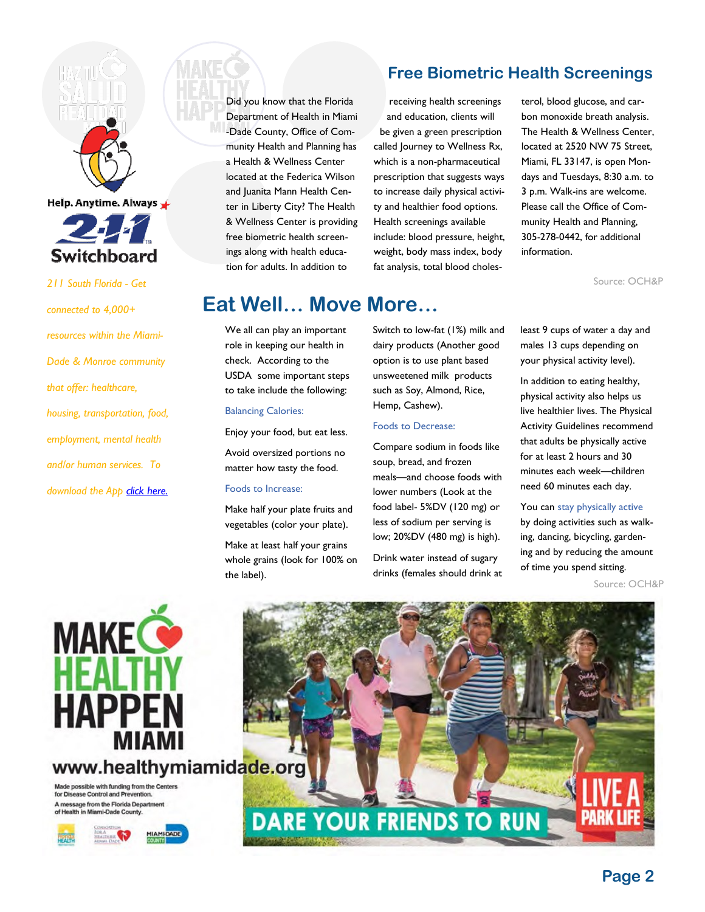Help. Anytime. Always

211 Switchboard

*211 South Florida - Get connected to 4,000+ resources within the Miami-Dade & Monroe community that offer: healthcare, housing, transportation, food, employment, mental health and/or human services. To download the App [click here.]*

## Free Biometric Health Screenings

Did you know that the Florida Department of Health in Miami-Dade County, Office of Community Health and Planning has a Health & Wellness Center located at the Federica Wilson and Juanita Mann Health Center in Liberty City? The Health & Wellness Center is providing free biometric health screenings along with health education for adults. In addition to receiving health screenings and education, clients will be given a green prescription called Journey to Wellness Rx, which is a non-pharmaceutical prescription that suggests ways to increase daily physical activity and healthier food options. Health screenings available include: blood pressure, height, weight, body mass index, body fat analysis, total blood cholesterol, blood glucose, and carbon monoxide breath analysis. The Health & Wellness Center, located at 2520 NW 75 Street, Miami, FL 33147, is open Mondays and Tuesdays, 8:30 a.m. to 3 p.m. Walk-ins are welcome. Please call the Office of Community Health and Planning, 305-278-0442, for additional information.

Source: OCH&P

## Eat Well… Move More…

We all can play an important role in keeping our health in check. According to the USDA some important steps to take include the following:

Balancing Calories:

Enjoy your food, but eat less.

Avoid oversized portions no matter how tasty the food.

Foods to Increase:

Make half your plate fruits and vegetables (color your plate).

Make at least half your grains whole grains (look for 100% on the label).

Switch to low-fat (1%) milk and dairy products (Another good option is to use plant based unsweetened milk products such as Soy, Almond, Rice, Hemp, Cashew).

Foods to Decrease:

Compare sodium in foods like soup, bread, and frozen meals—and choose foods with lower numbers (Look at the food label- 5%DV (120 mg) or less of sodium per serving is low; 20%DV (480 mg) is high).

Drink water instead of sugary drinks (females should drink at least 9 cups of water a day and males 13 cups depending on your physical activity level).

In addition to eating healthy, physical activity also helps us live healthier lives. The Physical Activity Guidelines recommend that adults be physically active for at least 2 hours and 30 minutes each week—children need 60 minutes each day.

You can stay physically active by doing activities such as walking, dancing, bicycling, gardening and by reducing the amount of time you spend sitting.

Source: OCH&P

MAKE HEALTHY HAPPEN MIAMI

www.healthymiamidade.org

Made possible with funding from the Centers for Disease Control and Prevention.

A message from the Florida Department of Health in Miami-Dade County.

DARE YOUR FRIENDS TO RUN

LIVE A PARK LIFE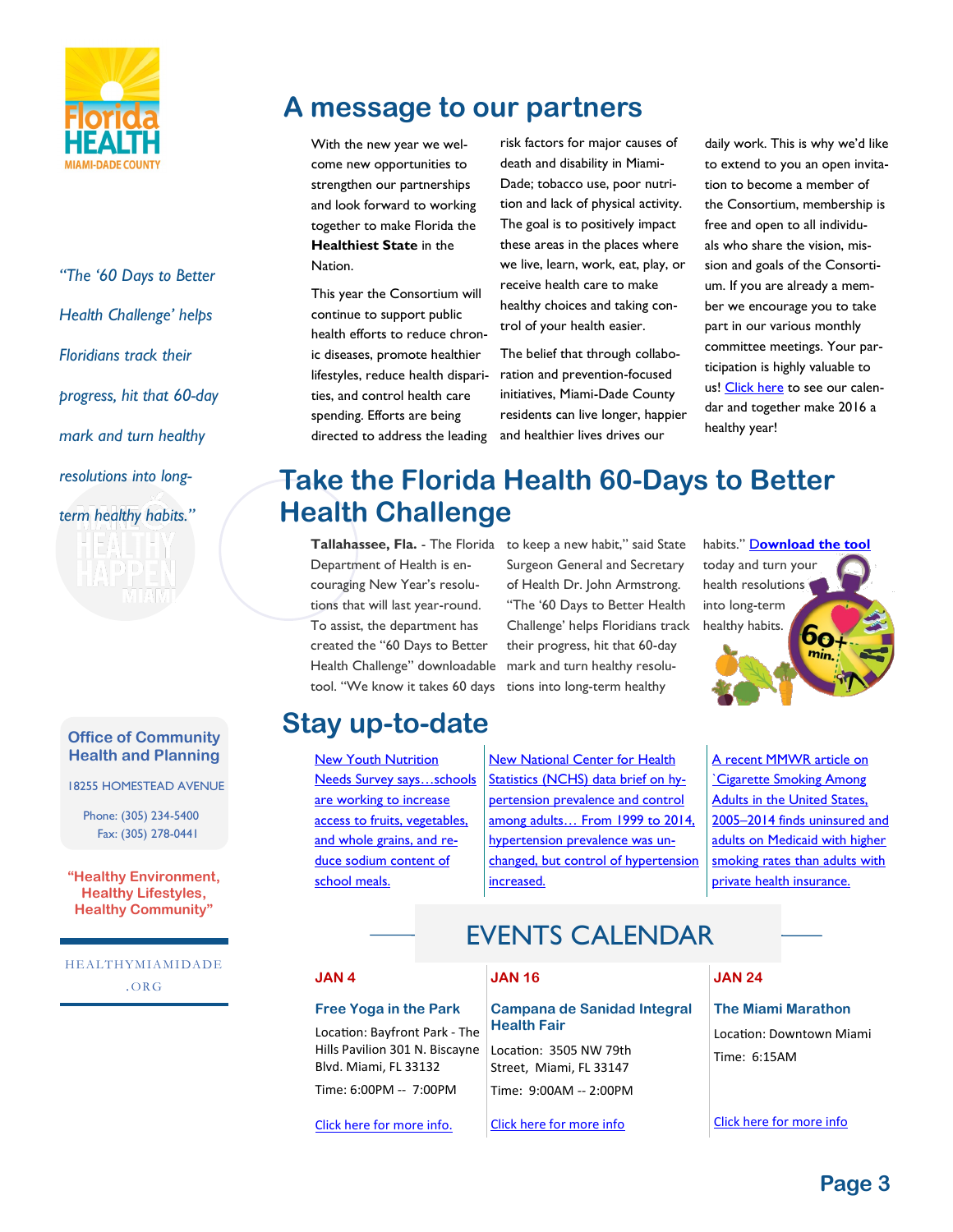Florida HEALTH
MIAMI-DADE COUNTY

*"The '60 Days to Better Health Challenge' helps Floridians track their progress, hit that 60-day mark and turn healthy resolutions into long-term healthy habits."*

**Office of Community Health and Planning**

18255 HOMESTEAD AVENUE

Phone: (305) 234-5400
Fax: (305) 278-0441

**"Healthy Environment, Healthy Lifestyles, Healthy Community"**

HEALTHYMIAMIDADE.ORG

# A message to our partners

With the new year we welcome new opportunities to strengthen our partnerships and look forward to working together to make Florida the **Healthiest State** in the Nation.

This year the Consortium will continue to support public health efforts to reduce chronic diseases, promote healthier lifestyles, reduce health disparities, and control health care spending. Efforts are being directed to address the leading risk factors for major causes of death and disability in Miami-Dade; tobacco use, poor nutrition and lack of physical activity. The goal is to positively impact these areas in the places where we live, learn, work, eat, play, or receive health care to make healthy choices and taking control of your health easier.

The belief that through collaboration and prevention-focused initiatives, Miami-Dade County residents can live longer, happier and healthier lives drives our daily work. This is why we'd like to extend to you an open invitation to become a member of the Consortium, membership is free and open to all individuals who share the vision, mission and goals of the Consortium. If you are already a member we encourage you to take part in our various monthly committee meetings. Your participation is highly valuable to us! Click here to see our calendar and together make 2016 a healthy year!

# Take the Florida Health 60-Days to Better Health Challenge

**Tallahassee, Fla.** - The Florida Department of Health is encouraging New Year's resolutions that will last year-round. To assist, the department has created the "60 Days to Better Health Challenge" downloadable tool. "We know it takes 60 days to keep a new habit," said State Surgeon General and Secretary of Health Dr. John Armstrong. "The '60 Days to Better Health Challenge' helps Floridians track their progress, hit that 60-day mark and turn healthy resolutions into long-term healthy habits." **Download the tool** today and turn your health resolutions into long-term healthy habits.

# Stay up-to-date

New Youth Nutrition Needs Survey says…schools are working to increase access to fruits, vegetables, and whole grains, and reduce sodium content of school meals.

New National Center for Health Statistics (NCHS) data brief on hypertension prevalence and control among adults… From 1999 to 2014, hypertension prevalence was unchanged, but control of hypertension increased.

A recent MMWR article on `Cigarette Smoking Among Adults in the United States, 2005–2014 finds uninsured and adults on Medicaid with higher smoking rates than adults with private health insurance.

# EVENTS CALENDAR

**JAN 4**

**Free Yoga in the Park**

Location: Bayfront Park - The Hills Pavilion 301 N. Biscayne Blvd. Miami, FL 33132

Time: 6:00PM -- 7:00PM

Click here for more info.

**JAN 16**

**Campana de Sanidad Integral Health Fair**

Location: 3505 NW 79th Street, Miami, FL 33147

Time: 9:00AM -- 2:00PM

Click here for more info

**JAN 24**

**The Miami Marathon**

Location: Downtown Miami

Time: 6:15AM

Click here for more info